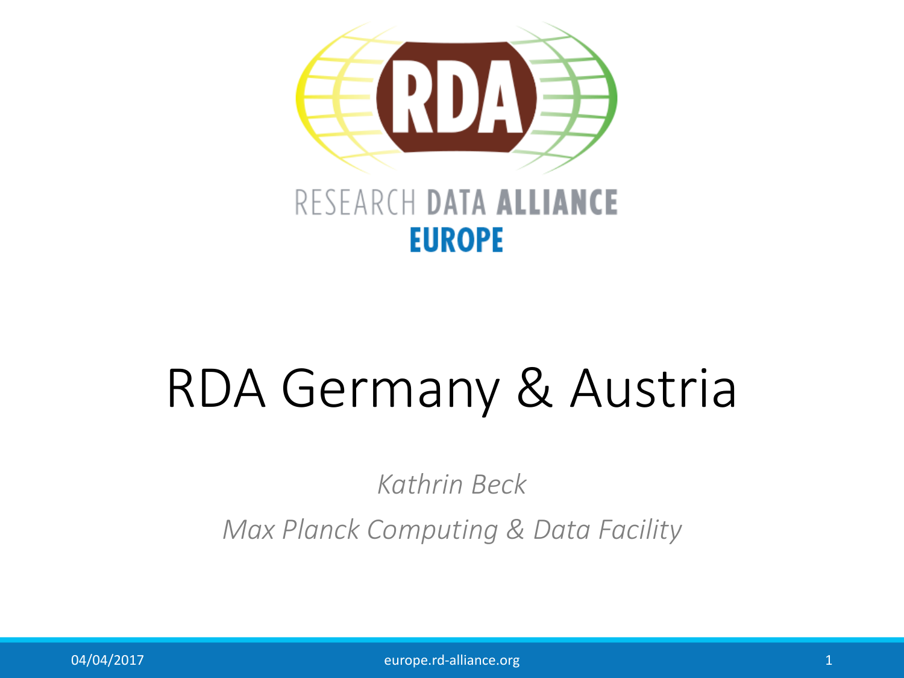RESEARCH DATA ALLIANCE
EUROPE

# RDA Germany & Austria

*Kathrin Beck*

*Max Planck Computing & Data Facility*

04/04/2017

europe.rd-alliance.org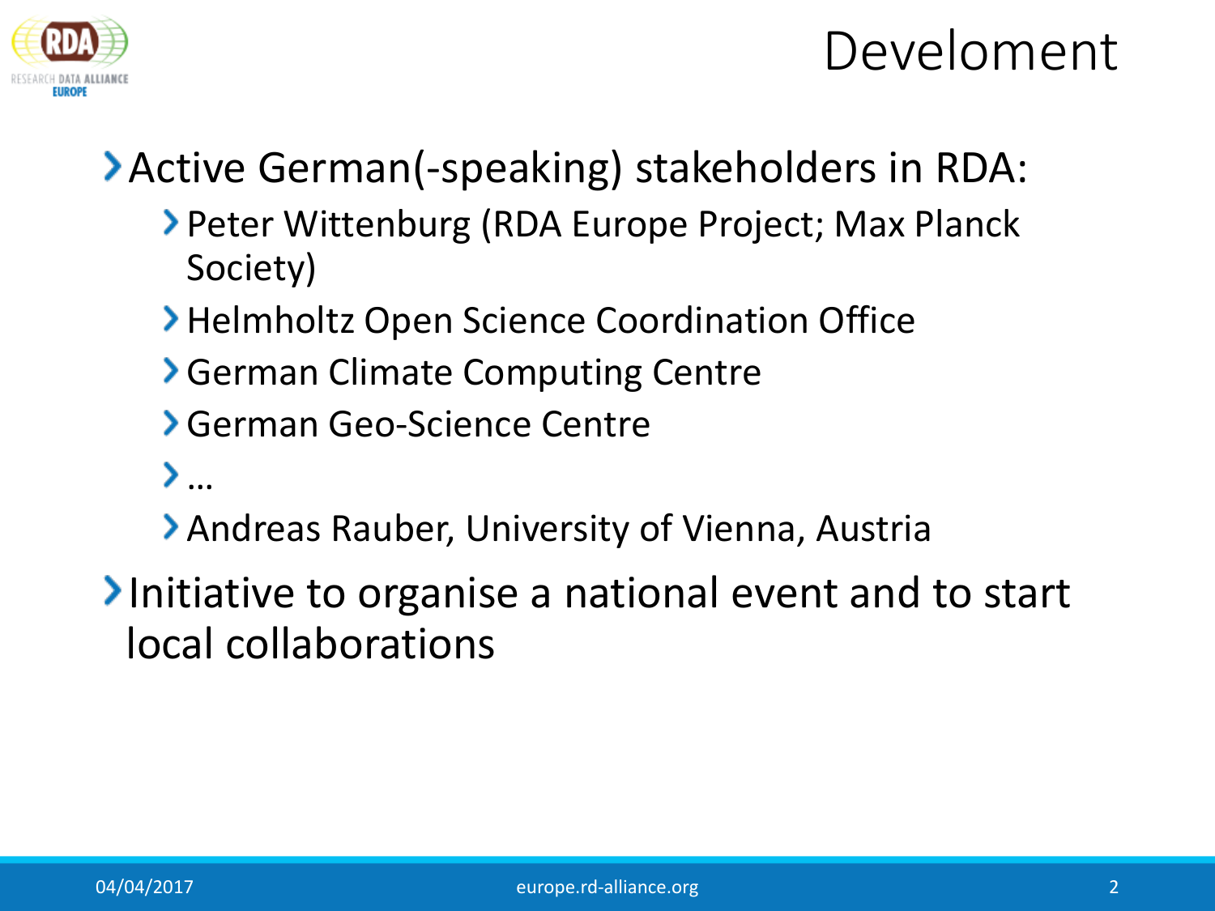# Develoment

- Active German(-speaking) stakeholders in RDA:
  - Peter Wittenburg (RDA Europe Project; Max Planck Society)
  - Helmholtz Open Science Coordination Office
  - German Climate Computing Centre
  - German Geo-Science Centre
  - …
  - Andreas Rauber, University of Vienna, Austria
- Initiative to organise a national event and to start local collaborations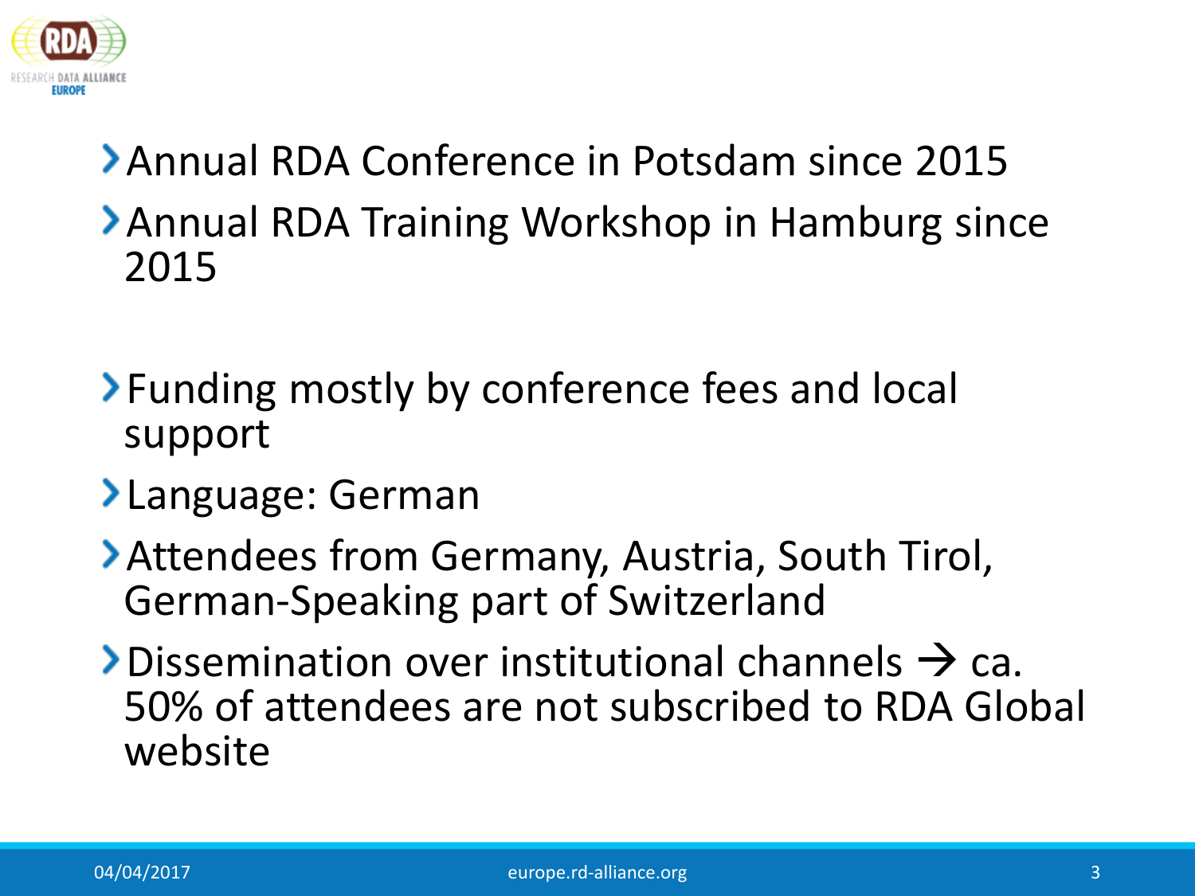- Annual RDA Conference in Potsdam since 2015
- Annual RDA Training Workshop in Hamburg since 2015

- Funding mostly by conference fees and local support
- Language: German
- Attendees from Germany, Austria, South Tirol, German-Speaking part of Switzerland
- Dissemination over institutional channels → ca. 50% of attendees are not subscribed to RDA Global website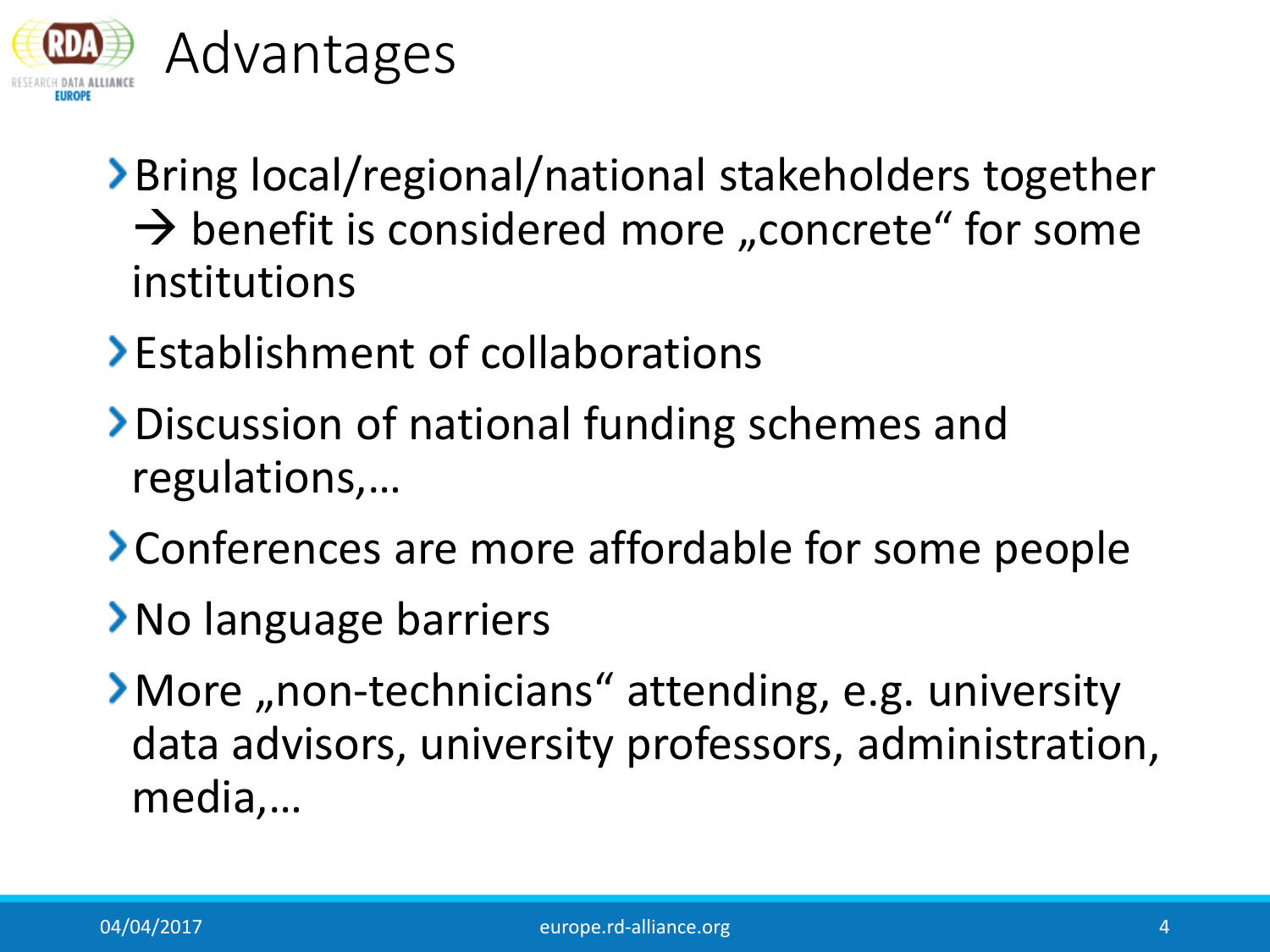# Advantages

- Bring local/regional/national stakeholders together → benefit is considered more „concrete“ for some institutions
- Establishment of collaborations
- Discussion of national funding schemes and regulations,…
- Conferences are more affordable for some people
- No language barriers
- More „non-technicians“ attending, e.g. university data advisors, university professors, administration, media,…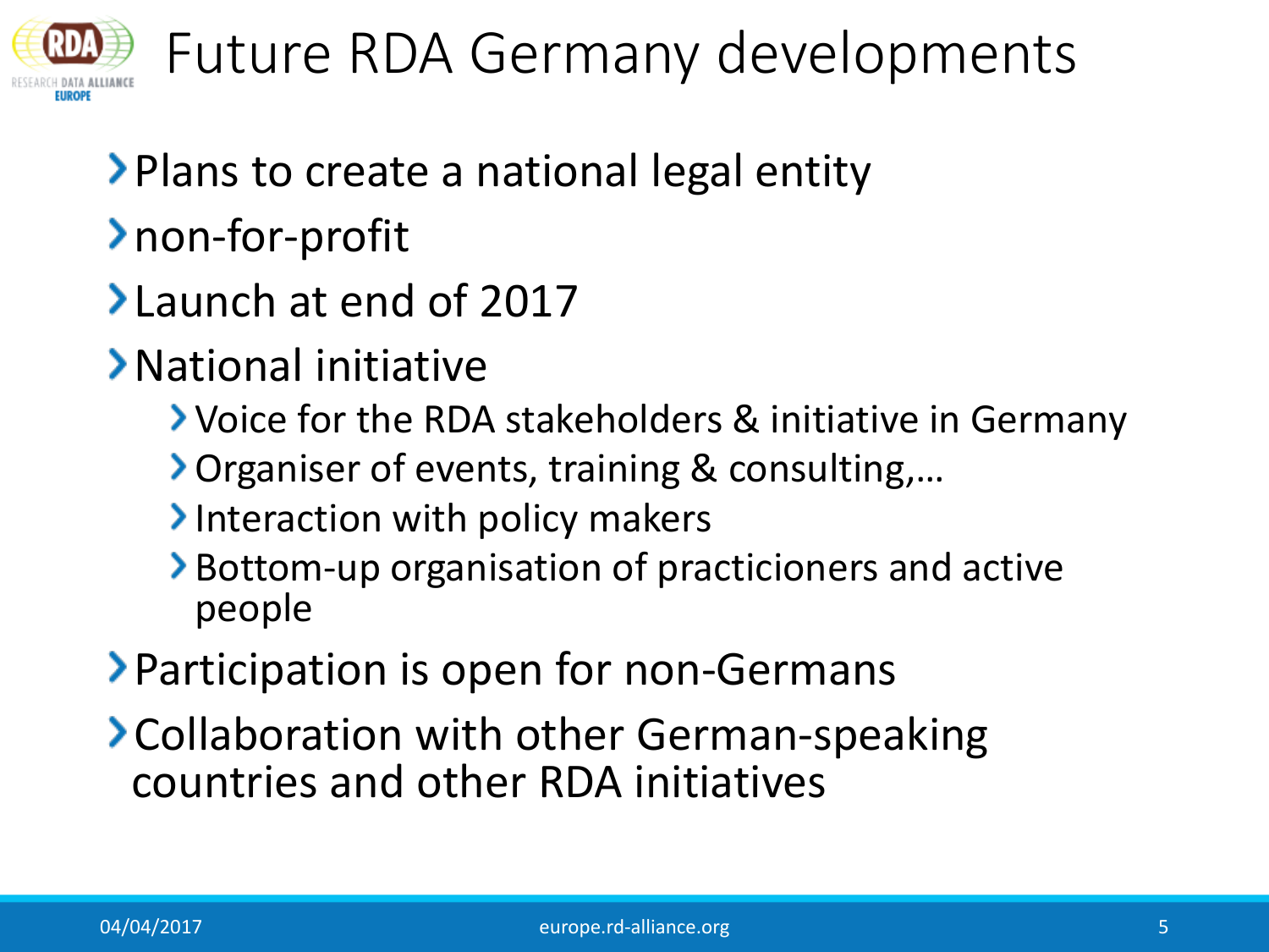# Future RDA Germany developments

- Plans to create a national legal entity
- non-for-profit
- Launch at end of 2017
- National initiative
  - Voice for the RDA stakeholders & initiative in Germany
  - Organiser of events, training & consulting,…
  - Interaction with policy makers
  - Bottom-up organisation of practicioners and active people
- Participation is open for non-Germans
- Collaboration with other German-speaking countries and other RDA initiatives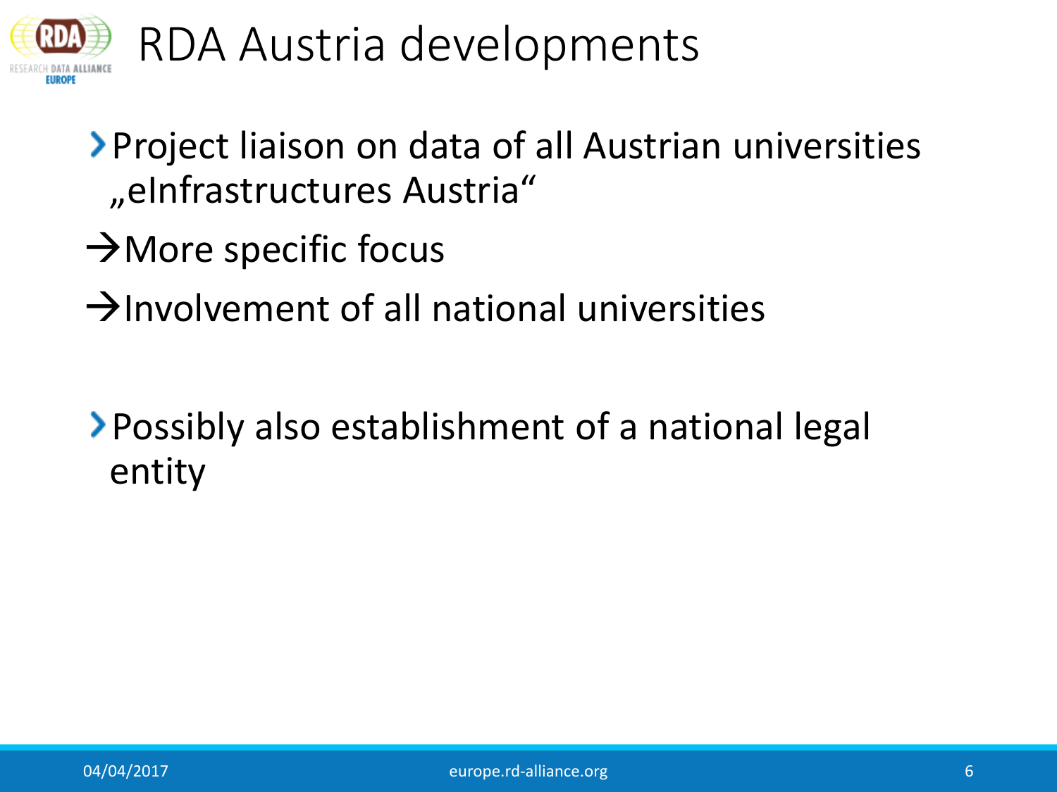# RDA Austria developments

- Project liaison on data of all Austrian universities „eInfrastructures Austria“

→ More specific focus

→ Involvement of all national universities

- Possibly also establishment of a national legal entity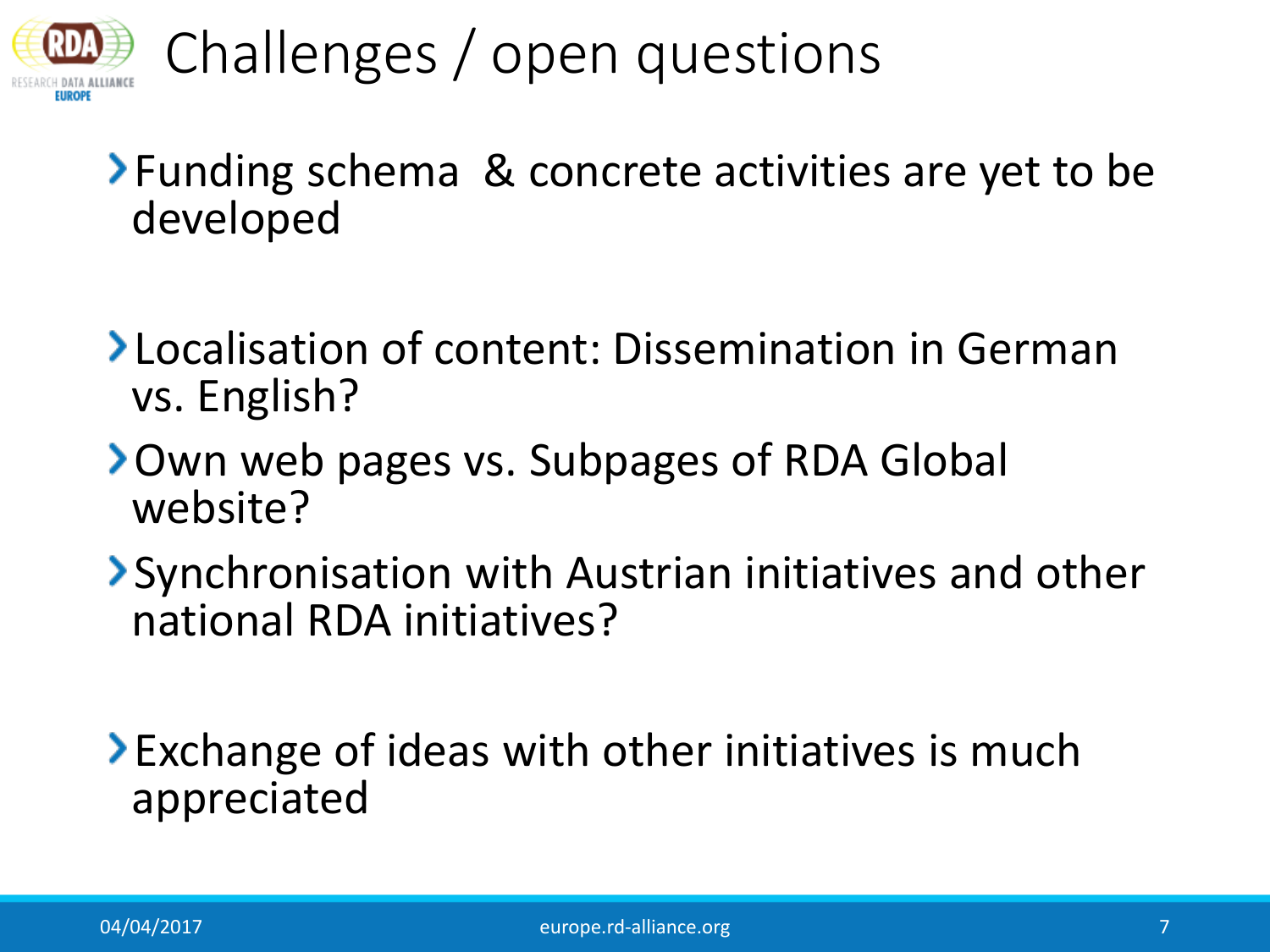# Challenges / open questions

- Funding schema & concrete activities are yet to be developed

- Localisation of content: Dissemination in German vs. English?
- Own web pages vs. Subpages of RDA Global website?
- Synchronisation with Austrian initiatives and other national RDA initiatives?

- Exchange of ideas with other initiatives is much appreciated